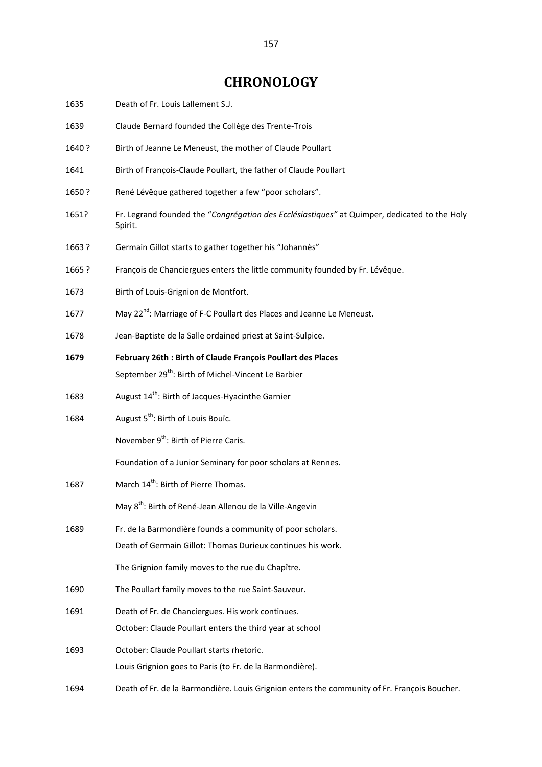# CHRONOLOGY

| | |
|---|---|
| 1635 | Death of Fr. Louis Lallement S.J. |
| 1639 | Claude Bernard founded the Collège des Trente-Trois |
| 1640 ? | Birth of Jeanne Le Meneust, the mother of Claude Poullart |
| 1641 | Birth of François-Claude Poullart, the father of Claude Poullart |
| 1650 ? | René Lévêque gathered together a few "poor scholars". |
| 1651? | Fr. Legrand founded the "*Congrégation des Ecclésiastiques"* at Quimper, dedicated to the Holy Spirit. |
| 1663 ? | Germain Gillot starts to gather together his "Johannès" |
| 1665 ? | François de Chanciergues enters the little community founded by Fr. Lévêque. |
| 1673 | Birth of Louis-Grignion de Montfort. |
| 1677 | May 22nd: Marriage of F-C Poullart des Places and Jeanne Le Meneust. |
| 1678 | Jean-Baptiste de la Salle ordained priest at Saint-Sulpice. |
| **1679** | **February 26th : Birth of Claude François Poullart des Places** |
| | September 29th: Birth of Michel-Vincent Le Barbier |
| 1683 | August 14th: Birth of Jacques-Hyacinthe Garnier |
| 1684 | August 5th: Birth of Louis Bouïc. |
| | November 9th: Birth of Pierre Caris. |
| | Foundation of a Junior Seminary for poor scholars at Rennes. |
| 1687 | March 14th: Birth of Pierre Thomas. |
| | May 8th: Birth of René-Jean Allenou de la Ville-Angevin |
| 1689 | Fr. de la Barmondière founds a community of poor scholars. |
| | Death of Germain Gillot: Thomas Durieux continues his work. |
| | The Grignion family moves to the rue du Chapître. |
| 1690 | The Poullart family moves to the rue Saint-Sauveur. |
| 1691 | Death of Fr. de Chanciergues. His work continues. |
| | October: Claude Poullart enters the third year at school |
| 1693 | October: Claude Poullart starts rhetoric. |
| | Louis Grignion goes to Paris (to Fr. de la Barmondière). |
| 1694 | Death of Fr. de la Barmondière. Louis Grignion enters the community of Fr. François Boucher. |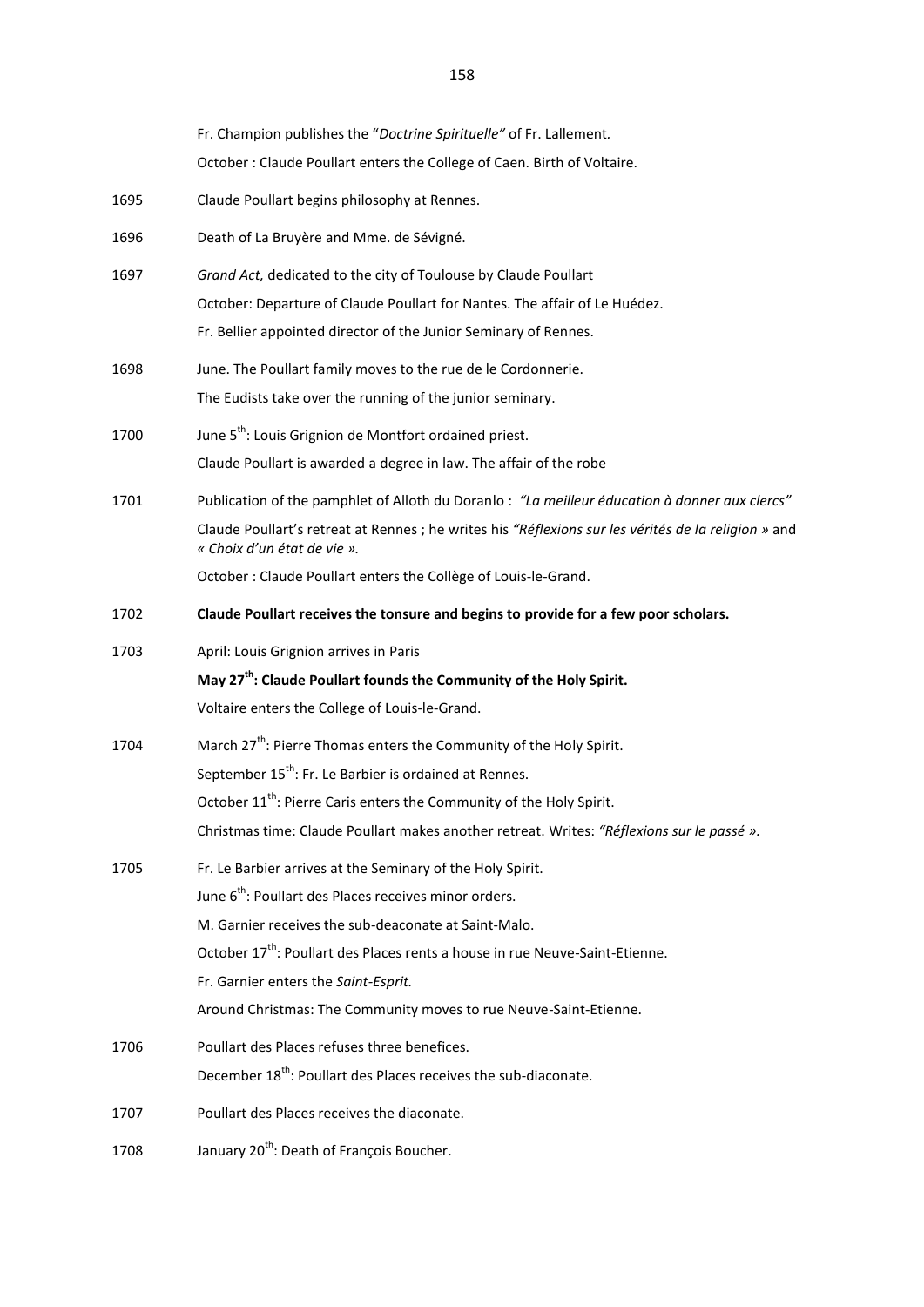Fr. Champion publishes the "*Doctrine Spirituelle"* of Fr. Lallement.

October : Claude Poullart enters the College of Caen. Birth of Voltaire.

1695 Claude Poullart begins philosophy at Rennes.

1696 Death of La Bruyère and Mme. de Sévigné.

1697 *Grand Act,* dedicated to the city of Toulouse by Claude Poullart

October: Departure of Claude Poullart for Nantes. The affair of Le Huédez.

Fr. Bellier appointed director of the Junior Seminary of Rennes.

1698 June. The Poullart family moves to the rue de le Cordonnerie.

The Eudists take over the running of the junior seminary.

1700 June 5th: Louis Grignion de Montfort ordained priest.

Claude Poullart is awarded a degree in law. The affair of the robe

1701 Publication of the pamphlet of Alloth du Doranlo : *"La meilleur éducation à donner aux clercs"*

Claude Poullart's retreat at Rennes ; he writes his *"Réflexions sur les vérités de la religion »* and *« Choix d'un état de vie ».*

October : Claude Poullart enters the Collège of Louis-le-Grand.

**1702 Claude Poullart receives the tonsure and begins to provide for a few poor scholars.**

1703 April: Louis Grignion arrives in Paris

**May 27th: Claude Poullart founds the Community of the Holy Spirit.**

Voltaire enters the College of Louis-le-Grand.

1704 March 27th: Pierre Thomas enters the Community of the Holy Spirit.

September 15th: Fr. Le Barbier is ordained at Rennes.

October 11th: Pierre Caris enters the Community of the Holy Spirit.

Christmas time: Claude Poullart makes another retreat. Writes: *"Réflexions sur le passé ».*

1705 Fr. Le Barbier arrives at the Seminary of the Holy Spirit.

June 6th: Poullart des Places receives minor orders.

M. Garnier receives the sub-deaconate at Saint-Malo.

October 17th: Poullart des Places rents a house in rue Neuve-Saint-Etienne.

Fr. Garnier enters the *Saint-Esprit.*

Around Christmas: The Community moves to rue Neuve-Saint-Etienne.

1706 Poullart des Places refuses three benefices.

December 18th: Poullart des Places receives the sub-diaconate.

1707 Poullart des Places receives the diaconate.

1708 January 20th: Death of François Boucher.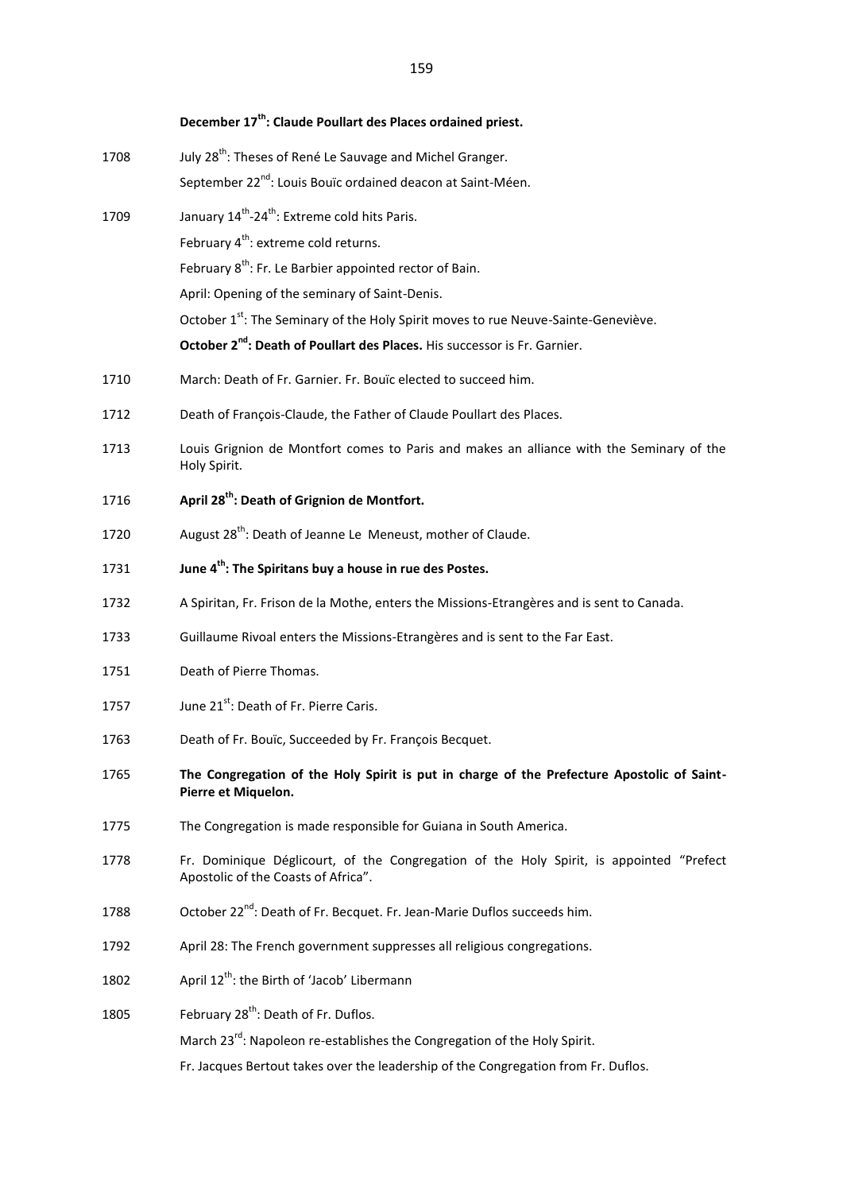**December 17th: Claude Poullart des Places ordained priest.**

1708 July 28th: Theses of René Le Sauvage and Michel Granger.
September 22nd: Louis Bouïc ordained deacon at Saint-Méen.

1709 January 14th-24th: Extreme cold hits Paris.
February 4th: extreme cold returns.
February 8th: Fr. Le Barbier appointed rector of Bain.
April: Opening of the seminary of Saint-Denis.
October 1st: The Seminary of the Holy Spirit moves to rue Neuve-Sainte-Geneviève.
**October 2nd: Death of Poullart des Places.** His successor is Fr. Garnier.

1710 March: Death of Fr. Garnier. Fr. Bouïc elected to succeed him.

1712 Death of François-Claude, the Father of Claude Poullart des Places.

1713 Louis Grignion de Montfort comes to Paris and makes an alliance with the Seminary of the Holy Spirit.

1716 **April 28th: Death of Grignion de Montfort.**

1720 August 28th: Death of Jeanne Le Meneust, mother of Claude.

1731 **June 4th: The Spiritans buy a house in rue des Postes.**

1732 A Spiritan, Fr. Frison de la Mothe, enters the Missions-Etrangères and is sent to Canada.

1733 Guillaume Rivoal enters the Missions-Etrangères and is sent to the Far East.

1751 Death of Pierre Thomas.

1757 June 21st: Death of Fr. Pierre Caris.

1763 Death of Fr. Bouïc, Succeeded by Fr. François Becquet.

1765 **The Congregation of the Holy Spirit is put in charge of the Prefecture Apostolic of Saint-Pierre et Miquelon.**

1775 The Congregation is made responsible for Guiana in South America.

1778 Fr. Dominique Déglicourt, of the Congregation of the Holy Spirit, is appointed "Prefect Apostolic of the Coasts of Africa".

1788 October 22nd: Death of Fr. Becquet. Fr. Jean-Marie Duflos succeeds him.

1792 April 28: The French government suppresses all religious congregations.

1802 April 12th: the Birth of 'Jacob' Libermann

1805 February 28th: Death of Fr. Duflos.
March 23rd: Napoleon re-establishes the Congregation of the Holy Spirit.
Fr. Jacques Bertout takes over the leadership of the Congregation from Fr. Duflos.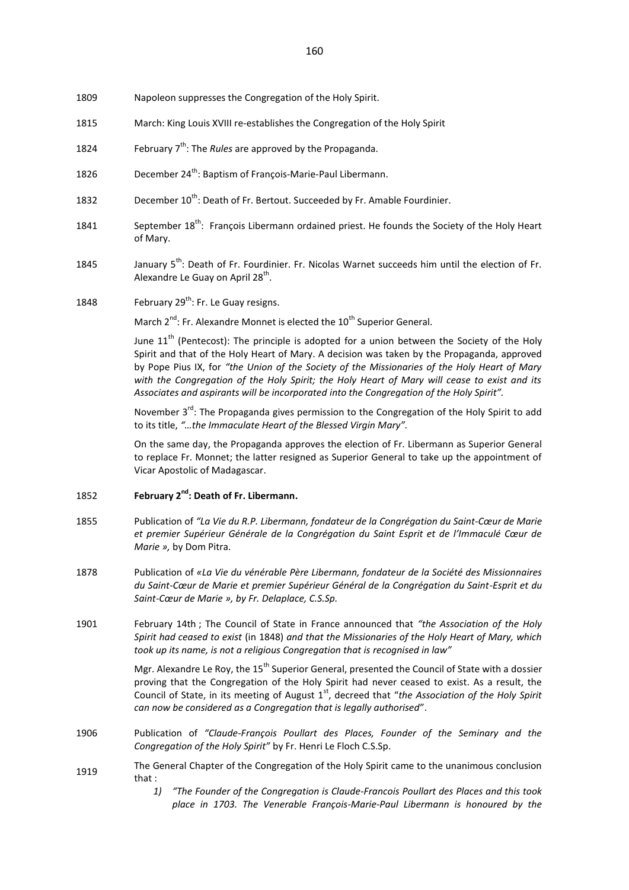1809 Napoleon suppresses the Congregation of the Holy Spirit.

1815 March: King Louis XVIII re-establishes the Congregation of the Holy Spirit

1824 February 7th: The *Rules* are approved by the Propaganda.

1826 December 24th: Baptism of François-Marie-Paul Libermann.

1832 December 10th: Death of Fr. Bertout. Succeeded by Fr. Amable Fourdinier.

1841 September 18th: François Libermann ordained priest. He founds the Society of the Holy Heart of Mary.

1845 January 5th: Death of Fr. Fourdinier. Fr. Nicolas Warnet succeeds him until the election of Fr. Alexandre Le Guay on April 28th.

1848 February 29th: Fr. Le Guay resigns.

March 2nd: Fr. Alexandre Monnet is elected the 10th Superior General.

June 11th (Pentecost): The principle is adopted for a union between the Society of the Holy Spirit and that of the Holy Heart of Mary. A decision was taken by the Propaganda, approved by Pope Pius IX, for *"the Union of the Society of the Missionaries of the Holy Heart of Mary with the Congregation of the Holy Spirit; the Holy Heart of Mary will cease to exist and its Associates and aspirants will be incorporated into the Congregation of the Holy Spirit".*

November 3rd: The Propaganda gives permission to the Congregation of the Holy Spirit to add to its title, *"…the Immaculate Heart of the Blessed Virgin Mary".*

On the same day, the Propaganda approves the election of Fr. Libermann as Superior General to replace Fr. Monnet; the latter resigned as Superior General to take up the appointment of Vicar Apostolic of Madagascar.

1852 **February 2nd: Death of Fr. Libermann.**

1855 Publication of *"La Vie du R.P. Libermann, fondateur de la Congrégation du Saint-Cœur de Marie et premier Supérieur Générale de la Congrégation du Saint Esprit et de l'Immaculé Cœur de Marie »,* by Dom Pitra.

1878 Publication of *«La Vie du vénérable Père Libermann, fondateur de la Société des Missionnaires du Saint-Cœur de Marie et premier Supérieur Général de la Congrégation du Saint-Esprit et du Saint-Cœur de Marie », by Fr. Delaplace, C.S.Sp.*

1901 February 14th ; The Council of State in France announced that *"the Association of the Holy Spirit had ceased to exist* (in 1848) *and that the Missionaries of the Holy Heart of Mary, which took up its name, is not a religious Congregation that is recognised in law"*

Mgr. Alexandre Le Roy, the 15th Superior General, presented the Council of State with a dossier proving that the Congregation of the Holy Spirit had never ceased to exist. As a result, the Council of State, in its meeting of August 1st, decreed that "*the Association of the Holy Spirit can now be considered as a Congregation that is legally authorised*".

1906 Publication of *"Claude-François Poullart des Places, Founder of the Seminary and the Congregation of the Holy Spirit"* by Fr. Henri Le Floch C.S.Sp.

1919 The General Chapter of the Congregation of the Holy Spirit came to the unanimous conclusion that :

1) *"The Founder of the Congregation is Claude-Francois Poullart des Places and this took place in 1703. The Venerable François-Marie-Paul Libermann is honoured by the*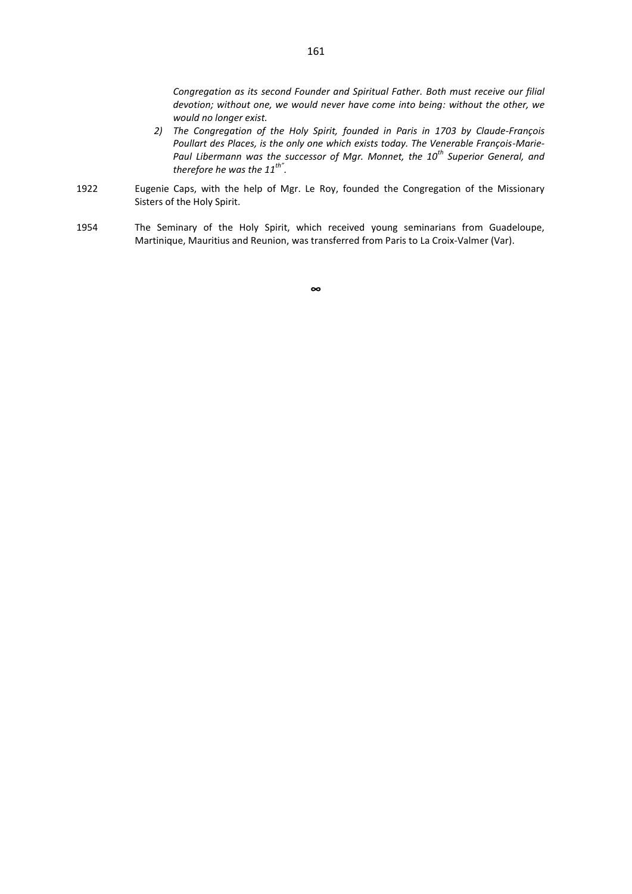*Congregation as its second Founder and Spiritual Father. Both must receive our filial devotion; without one, we would never have come into being: without the other, we would no longer exist.*

*2) The Congregation of the Holy Spirit, founded in Paris in 1703 by Claude-François Poullart des Places, is the only one which exists today. The Venerable François-Marie-Paul Libermann was the successor of Mgr. Monnet, the 10th Superior General, and therefore he was the 11th".*

1922 Eugenie Caps, with the help of Mgr. Le Roy, founded the Congregation of the Missionary Sisters of the Holy Spirit.

1954 The Seminary of the Holy Spirit, which received young seminarians from Guadeloupe, Martinique, Mauritius and Reunion, was transferred from Paris to La Croix-Valmer (Var).

∞